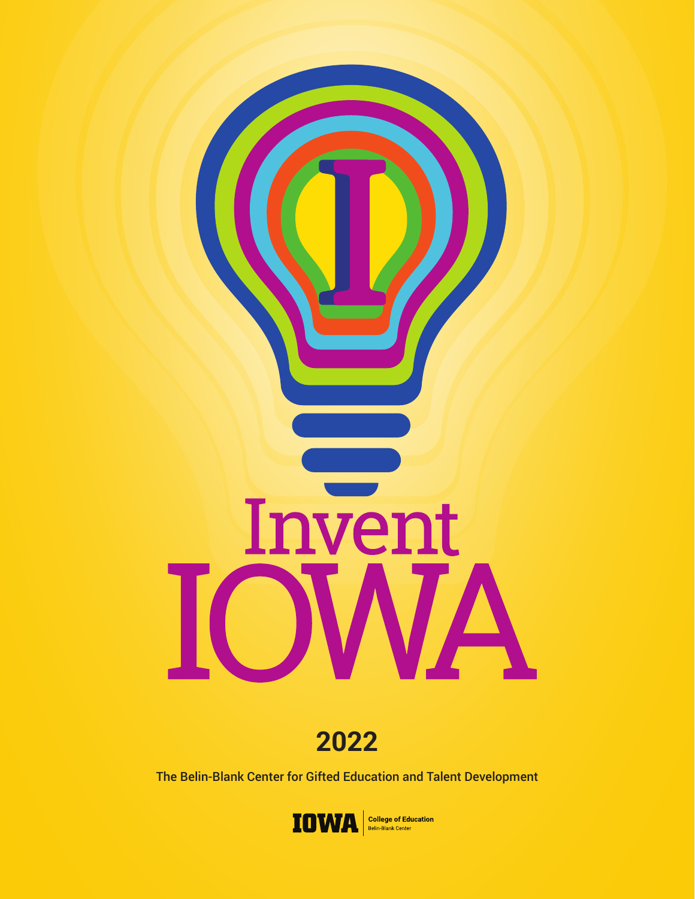# Invent IOWA

## 2022

The Belin-Blank Center for Gifted Education and Talent Development

IOWA | College of Education
Belin-Blank Center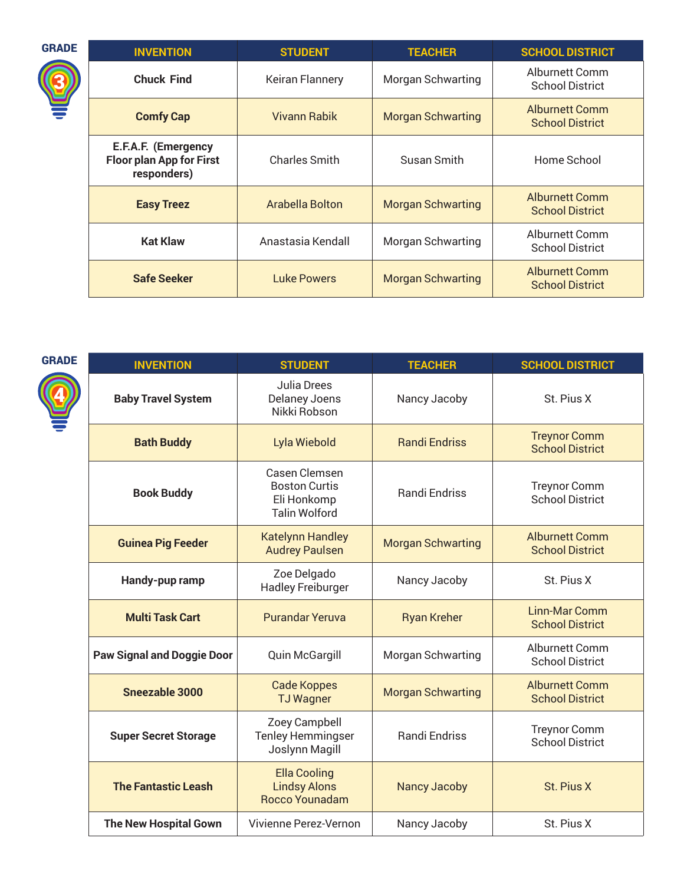## GRADE 3

| INVENTION | STUDENT | TEACHER | SCHOOL DISTRICT |
|---|---|---|---|
| **Chuck Find** | Keiran Flannery | Morgan Schwarting | Alburnett Comm School District |
| **Comfy Cap** | Vivann Rabik | Morgan Schwarting | Alburnett Comm School District |
| **E.F.A.F. (Emergency Floor plan App for First responders)** | Charles Smith | Susan Smith | Home School |
| **Easy Treez** | Arabella Bolton | Morgan Schwarting | Alburnett Comm School District |
| **Kat Klaw** | Anastasia Kendall | Morgan Schwarting | Alburnett Comm School District |
| **Safe Seeker** | Luke Powers | Morgan Schwarting | Alburnett Comm School District |

## GRADE 4

| INVENTION | STUDENT | TEACHER | SCHOOL DISTRICT |
|---|---|---|---|
| **Baby Travel System** | Julia Drees<br>Delaney Joens<br>Nikki Robson | Nancy Jacoby | St. Pius X |
| **Bath Buddy** | Lyla Wiebold | Randi Endriss | Treynor Comm School District |
| **Book Buddy** | Casen Clemsen<br>Boston Curtis<br>Eli Honkomp<br>Talin Wolford | Randi Endriss | Treynor Comm School District |
| **Guinea Pig Feeder** | Katelynn Handley<br>Audrey Paulsen | Morgan Schwarting | Alburnett Comm School District |
| **Handy-pup ramp** | Zoe Delgado<br>Hadley Freiburger | Nancy Jacoby | St. Pius X |
| **Multi Task Cart** | Purandar Yeruva | Ryan Kreher | Linn-Mar Comm School District |
| **Paw Signal and Doggie Door** | Quin McGargill | Morgan Schwarting | Alburnett Comm School District |
| **Sneezable 3000** | Cade Koppes<br>TJ Wagner | Morgan Schwarting | Alburnett Comm School District |
| **Super Secret Storage** | Zoey Campbell<br>Tenley Hemmingser<br>Joslynn Magill | Randi Endriss | Treynor Comm School District |
| **The Fantastic Leash** | Ella Cooling<br>Lindsy Alons<br>Rocco Younadam | Nancy Jacoby | St. Pius X |
| **The New Hospital Gown** | Vivienne Perez-Vernon | Nancy Jacoby | St. Pius X |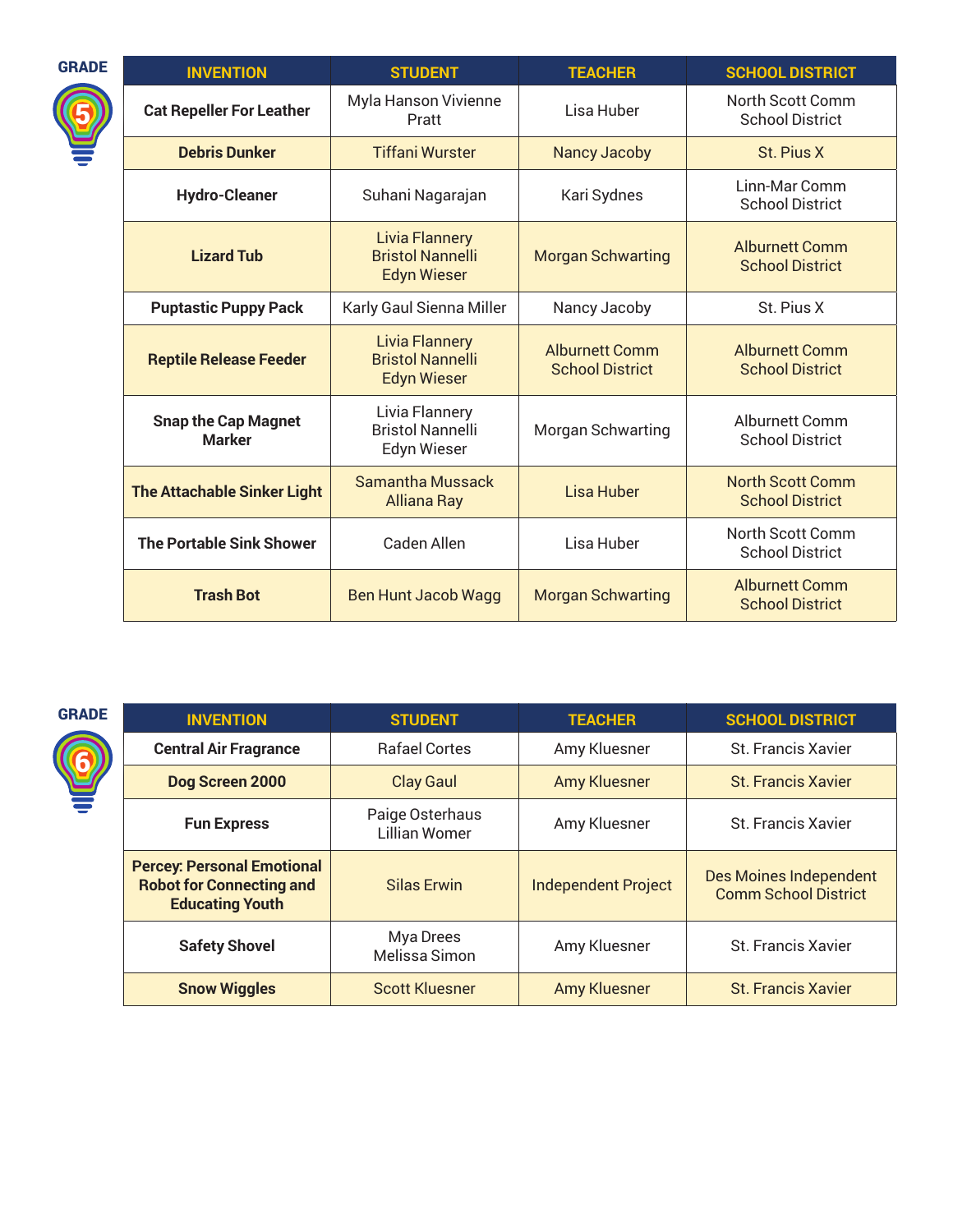## GRADE 5

| INVENTION | STUDENT | TEACHER | SCHOOL DISTRICT |
|---|---|---|---|
| **Cat Repeller For Leather** | Myla Hanson Vivienne Pratt | Lisa Huber | North Scott Comm School District |
| **Debris Dunker** | Tiffani Wurster | Nancy Jacoby | St. Pius X |
| **Hydro-Cleaner** | Suhani Nagarajan | Kari Sydnes | Linn-Mar Comm School District |
| **Lizard Tub** | Livia Flannery Bristol Nannelli Edyn Wieser | Morgan Schwarting | Alburnett Comm School District |
| **Puptastic Puppy Pack** | Karly Gaul Sienna Miller | Nancy Jacoby | St. Pius X |
| **Reptile Release Feeder** | Livia Flannery Bristol Nannelli Edyn Wieser | Alburnett Comm School District | Alburnett Comm School District |
| **Snap the Cap Magnet Marker** | Livia Flannery Bristol Nannelli Edyn Wieser | Morgan Schwarting | Alburnett Comm School District |
| **The Attachable Sinker Light** | Samantha Mussack Alliana Ray | Lisa Huber | North Scott Comm School District |
| **The Portable Sink Shower** | Caden Allen | Lisa Huber | North Scott Comm School District |
| **Trash Bot** | Ben Hunt Jacob Wagg | Morgan Schwarting | Alburnett Comm School District |

## GRADE 6

| INVENTION | STUDENT | TEACHER | SCHOOL DISTRICT |
|---|---|---|---|
| **Central Air Fragrance** | Rafael Cortes | Amy Kluesner | St. Francis Xavier |
| **Dog Screen 2000** | Clay Gaul | Amy Kluesner | St. Francis Xavier |
| **Fun Express** | Paige Osterhaus Lillian Womer | Amy Kluesner | St. Francis Xavier |
| **Percey: Personal Emotional Robot for Connecting and Educating Youth** | Silas Erwin | Independent Project | Des Moines Independent Comm School District |
| **Safety Shovel** | Mya Drees Melissa Simon | Amy Kluesner | St. Francis Xavier |
| **Snow Wiggles** | Scott Kluesner | Amy Kluesner | St. Francis Xavier |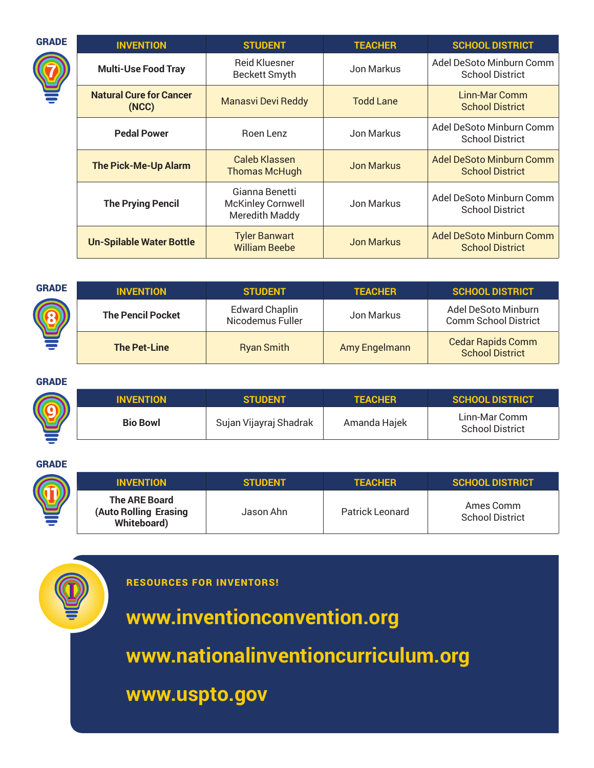## GRADE 7

| INVENTION | STUDENT | TEACHER | SCHOOL DISTRICT |
|---|---|---|---|
| **Multi-Use Food Tray** | Reid Kluesner<br>Beckett Smyth | Jon Markus | Adel DeSoto Minburn Comm School District |
| **Natural Cure for Cancer (NCC)** | Manasvi Devi Reddy | Todd Lane | Linn-Mar Comm School District |
| **Pedal Power** | Roen Lenz | Jon Markus | Adel DeSoto Minburn Comm School District |
| **The Pick-Me-Up Alarm** | Caleb Klassen<br>Thomas McHugh | Jon Markus | Adel DeSoto Minburn Comm School District |
| **The Prying Pencil** | Gianna Benetti<br>McKinley Cornwell<br>Meredith Maddy | Jon Markus | Adel DeSoto Minburn Comm School District |
| **Un-Spilable Water Bottle** | Tyler Banwart<br>William Beebe | Jon Markus | Adel DeSoto Minburn Comm School District |

## GRADE 8

| INVENTION | STUDENT | TEACHER | SCHOOL DISTRICT |
|---|---|---|---|
| **The Pencil Pocket** | Edward Chaplin<br>Nicodemus Fuller | Jon Markus | Adel DeSoto Minburn Comm School District |
| **The Pet-Line** | Ryan Smith | Amy Engelmann | Cedar Rapids Comm School District |

## GRADE 9

| INVENTION | STUDENT | TEACHER | SCHOOL DISTRICT |
|---|---|---|---|
| **Bio Bowl** | Sujan Vijayraj Shadrak | Amanda Hajek | Linn-Mar Comm School District |

## GRADE 11

| INVENTION | STUDENT | TEACHER | SCHOOL DISTRICT |
|---|---|---|---|
| **The ARE Board (Auto Rolling Erasing Whiteboard)** | Jason Ahn | Patrick Leonard | Ames Comm School District |

**RESOURCES FOR INVENTORS!**

**www.inventionconvention.org**

**www.nationalinventioncurriculum.org**

**www.uspto.gov**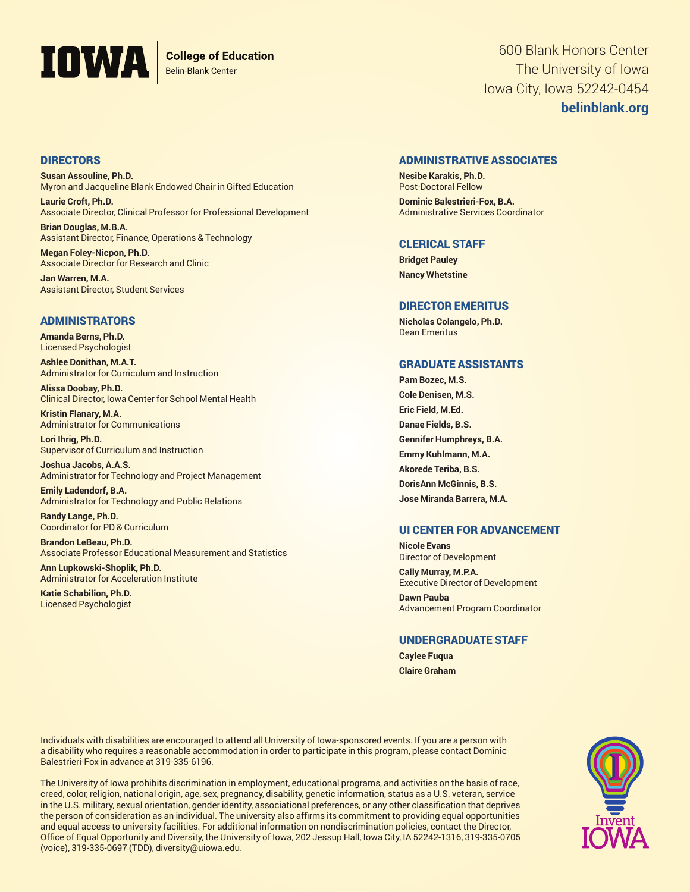**IOWA** | **College of Education**
Belin-Blank Center

600 Blank Honors Center
The University of Iowa
Iowa City, Iowa 52242-0454
**belinblank.org**

## DIRECTORS

**Susan Assouline, Ph.D.**
Myron and Jacqueline Blank Endowed Chair in Gifted Education

**Laurie Croft, Ph.D.**
Associate Director, Clinical Professor for Professional Development

**Brian Douglas, M.B.A.**
Assistant Director, Finance, Operations & Technology

**Megan Foley-Nicpon, Ph.D.**
Associate Director for Research and Clinic

**Jan Warren, M.A.**
Assistant Director, Student Services

## ADMINISTRATORS

**Amanda Berns, Ph.D.**
Licensed Psychologist

**Ashlee Donithan, M.A.T.**
Administrator for Curriculum and Instruction

**Alissa Doobay, Ph.D.**
Clinical Director, Iowa Center for School Mental Health

**Kristin Flanary, M.A.**
Administrator for Communications

**Lori Ihrig, Ph.D.**
Supervisor of Curriculum and Instruction

**Joshua Jacobs, A.A.S.**
Administrator for Technology and Project Management

**Emily Ladendorf, B.A.**
Administrator for Technology and Public Relations

**Randy Lange, Ph.D.**
Coordinator for PD & Curriculum

**Brandon LeBeau, Ph.D.**
Associate Professor Educational Measurement and Statistics

**Ann Lupkowski-Shoplik, Ph.D.**
Administrator for Acceleration Institute

**Katie Schabilion, Ph.D.**
Licensed Psychologist

## ADMINISTRATIVE ASSOCIATES

**Nesibe Karakis, Ph.D.**
Post-Doctoral Fellow

**Dominic Balestrieri-Fox, B.A.**
Administrative Services Coordinator

## CLERICAL STAFF

**Bridget Pauley**

**Nancy Whetstine**

## DIRECTOR EMERITUS

**Nicholas Colangelo, Ph.D.**
Dean Emeritus

## GRADUATE ASSISTANTS

**Pam Bozec, M.S.**

**Cole Denisen, M.S.**

**Eric Field, M.Ed.**

**Danae Fields, B.S.**

**Gennifer Humphreys, B.A.**

**Emmy Kuhlmann, M.A.**

**Akorede Teriba, B.S.**

**DorisAnn McGinnis, B.S.**

**Jose Miranda Barrera, M.A.**

## UI CENTER FOR ADVANCEMENT

**Nicole Evans**
Director of Development

**Cally Murray, M.P.A.**
Executive Director of Development

**Dawn Pauba**
Advancement Program Coordinator

## UNDERGRADUATE STAFF

**Caylee Fuqua**

**Claire Graham**

Individuals with disabilities are encouraged to attend all University of Iowa-sponsored events. If you are a person with a disability who requires a reasonable accommodation in order to participate in this program, please contact Dominic Balestrieri-Fox in advance at 319-335-6196.

The University of Iowa prohibits discrimination in employment, educational programs, and activities on the basis of race, creed, color, religion, national origin, age, sex, pregnancy, disability, genetic information, status as a U.S. veteran, service in the U.S. military, sexual orientation, gender identity, associational preferences, or any other classification that deprives the person of consideration as an individual. The university also affirms its commitment to providing equal opportunities and equal access to university facilities. For additional information on nondiscrimination policies, contact the Director, Office of Equal Opportunity and Diversity, the University of Iowa, 202 Jessup Hall, Iowa City, IA 52242-1316, 319-335-0705 (voice), 319-335-0697 (TDD), diversity@uiowa.edu.

Invent IOWA